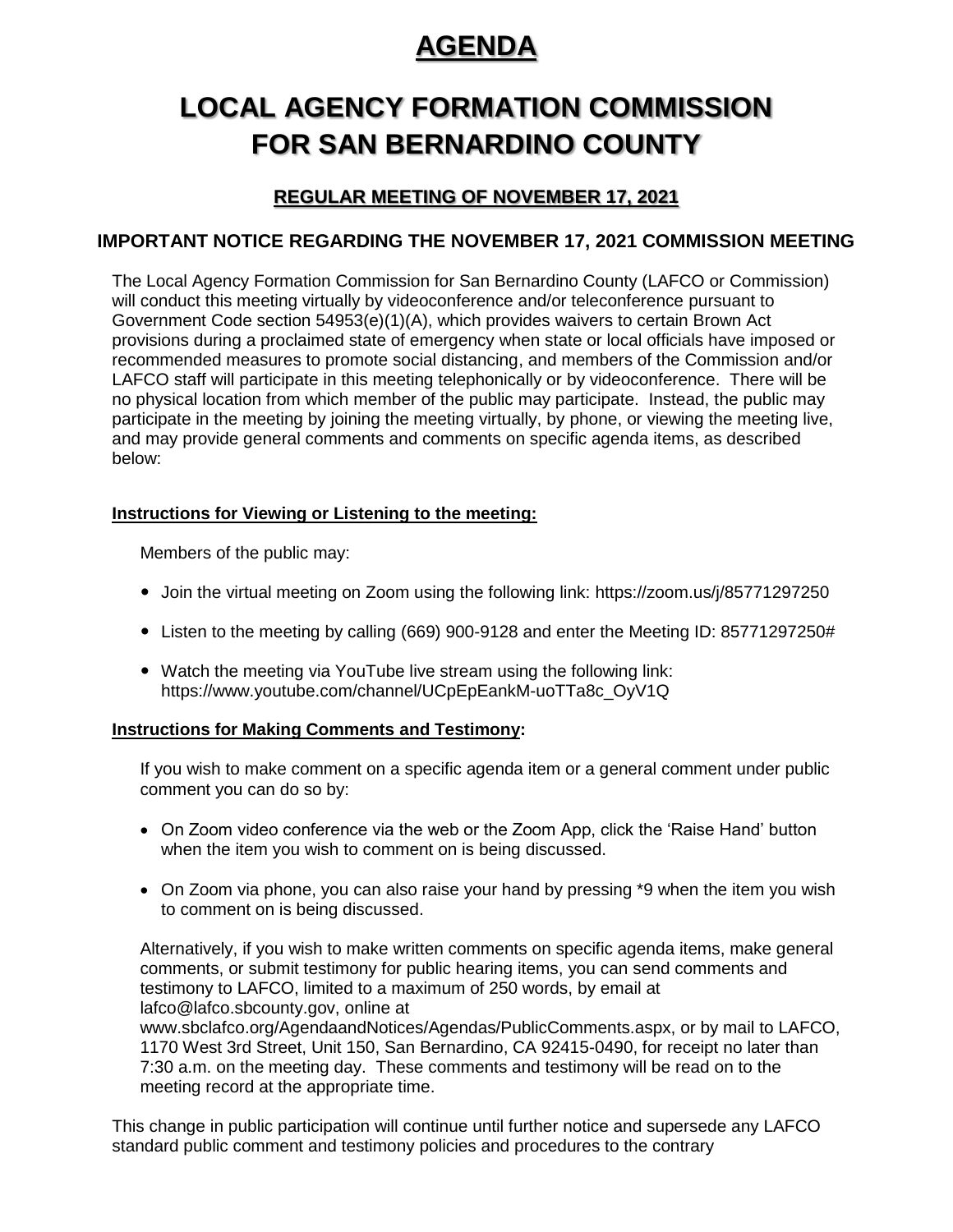# AGENDA

# LOCAL AGENCY FORMATION COMMISSION FOR SAN BERNARDINO COUNTY

## REGULAR MEETING OF NOVEMBER 17, 2021

### IMPORTANT NOTICE REGARDING THE NOVEMBER 17, 2021 COMMISSION MEETING

The Local Agency Formation Commission for San Bernardino County (LAFCO or Commission) will conduct this meeting virtually by videoconference and/or teleconference pursuant to Government Code section 54953(e)(1)(A), which provides waivers to certain Brown Act provisions during a proclaimed state of emergency when state or local officials have imposed or recommended measures to promote social distancing, and members of the Commission and/or LAFCO staff will participate in this meeting telephonically or by videoconference. There will be no physical location from which member of the public may participate. Instead, the public may participate in the meeting by joining the meeting virtually, by phone, or viewing the meeting live, and may provide general comments and comments on specific agenda items, as described below:

**Instructions for Viewing or Listening to the meeting:**

Members of the public may:

- Join the virtual meeting on Zoom using the following link: https://zoom.us/j/85771297250
- Listen to the meeting by calling (669) 900-9128 and enter the Meeting ID: 85771297250#
- Watch the meeting via YouTube live stream using the following link: https://www.youtube.com/channel/UCpEpEankM-uoTTa8c_OyV1Q

**Instructions for Making Comments and Testimony:**

If you wish to make comment on a specific agenda item or a general comment under public comment you can do so by:

- On Zoom video conference via the web or the Zoom App, click the 'Raise Hand' button when the item you wish to comment on is being discussed.
- On Zoom via phone, you can also raise your hand by pressing *9 when the item you wish to comment on is being discussed.

Alternatively, if you wish to make written comments on specific agenda items, make general comments, or submit testimony for public hearing items, you can send comments and testimony to LAFCO, limited to a maximum of 250 words, by email at lafco@lafco.sbcounty.gov, online at www.sbclafco.org/AgendaandNotices/Agendas/PublicComments.aspx, or by mail to LAFCO, 1170 West 3rd Street, Unit 150, San Bernardino, CA 92415-0490, for receipt no later than 7:30 a.m. on the meeting day. These comments and testimony will be read on to the meeting record at the appropriate time.

This change in public participation will continue until further notice and supersede any LAFCO standard public comment and testimony policies and procedures to the contrary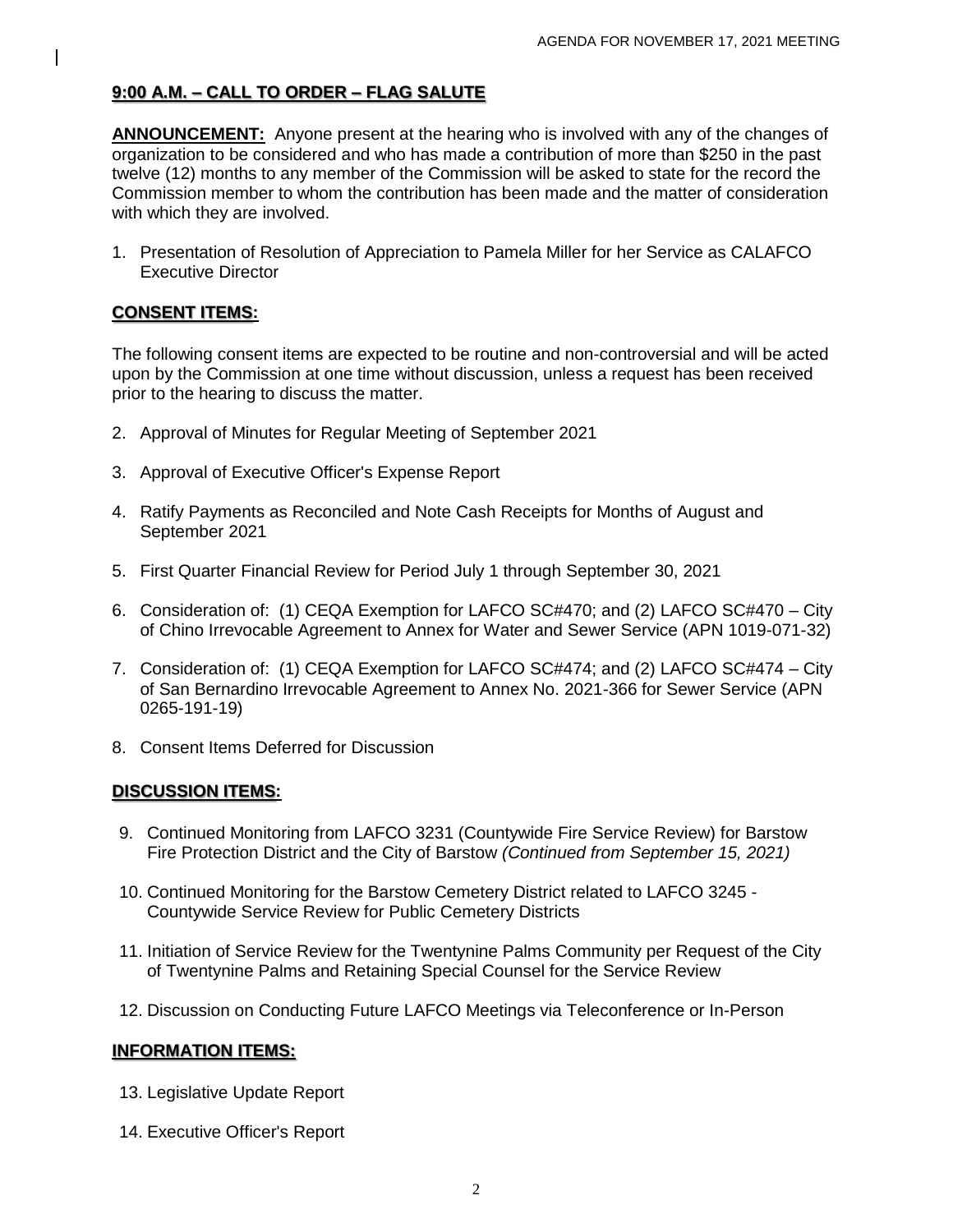## 9:00 A.M. – CALL TO ORDER – FLAG SALUTE

**ANNOUNCEMENT:** Anyone present at the hearing who is involved with any of the changes of organization to be considered and who has made a contribution of more than $250 in the past twelve (12) months to any member of the Commission will be asked to state for the record the Commission member to whom the contribution has been made and the matter of consideration with which they are involved.

1. Presentation of Resolution of Appreciation to Pamela Miller for her Service as CALAFCO Executive Director

## CONSENT ITEMS:

The following consent items are expected to be routine and non-controversial and will be acted upon by the Commission at one time without discussion, unless a request has been received prior to the hearing to discuss the matter.

2. Approval of Minutes for Regular Meeting of September 2021
3. Approval of Executive Officer's Expense Report
4. Ratify Payments as Reconciled and Note Cash Receipts for Months of August and September 2021
5. First Quarter Financial Review for Period July 1 through September 30, 2021
6. Consideration of: (1) CEQA Exemption for LAFCO SC#470; and (2) LAFCO SC#470 – City of Chino Irrevocable Agreement to Annex for Water and Sewer Service (APN 1019-071-32)
7. Consideration of: (1) CEQA Exemption for LAFCO SC#474; and (2) LAFCO SC#474 – City of San Bernardino Irrevocable Agreement to Annex No. 2021-366 for Sewer Service (APN 0265-191-19)
8. Consent Items Deferred for Discussion

## DISCUSSION ITEMS:

9. Continued Monitoring from LAFCO 3231 (Countywide Fire Service Review) for Barstow Fire Protection District and the City of Barstow *(Continued from September 15, 2021)*
10. Continued Monitoring for the Barstow Cemetery District related to LAFCO 3245 - Countywide Service Review for Public Cemetery Districts
11. Initiation of Service Review for the Twentynine Palms Community per Request of the City of Twentynine Palms and Retaining Special Counsel for the Service Review
12. Discussion on Conducting Future LAFCO Meetings via Teleconference or In-Person

## INFORMATION ITEMS:

13. Legislative Update Report
14. Executive Officer's Report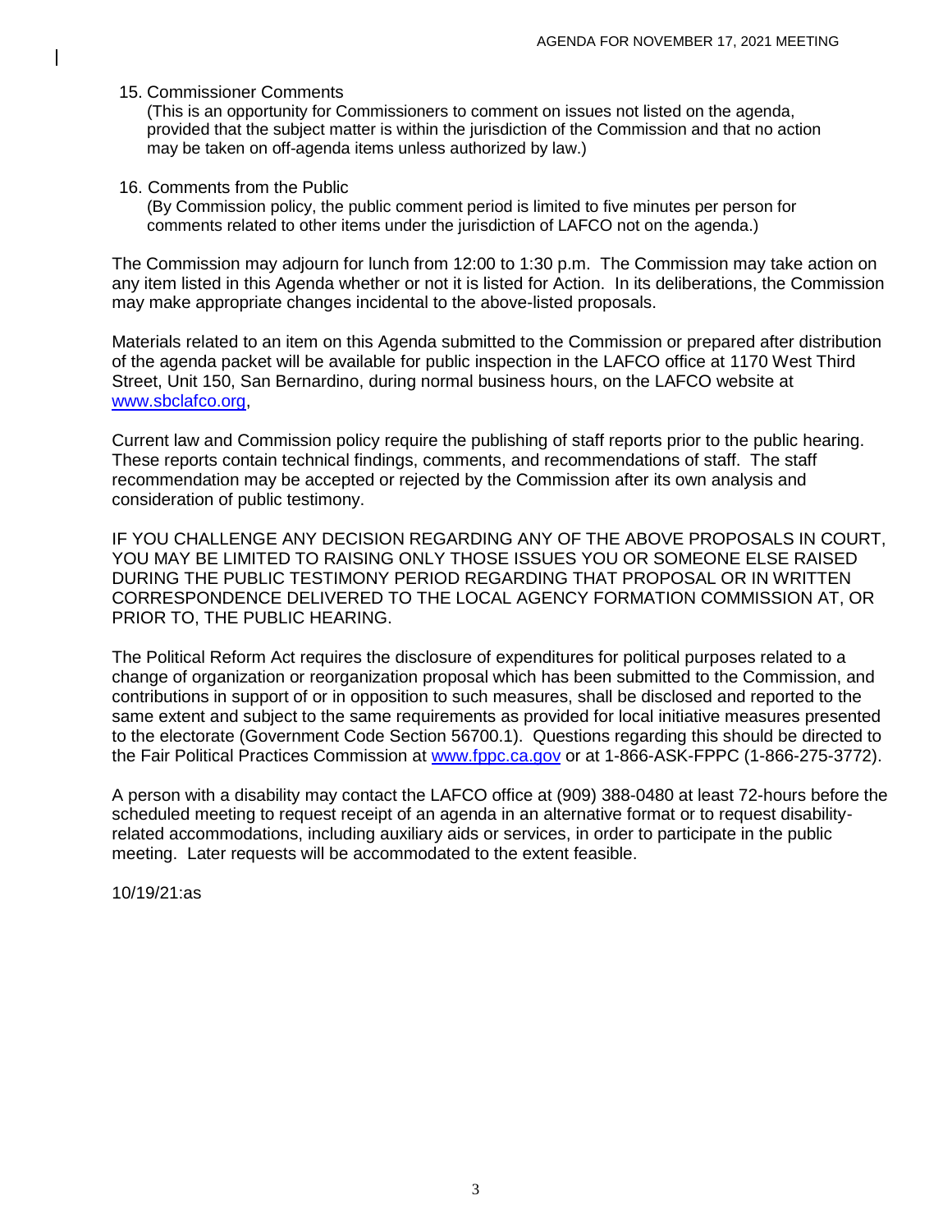15. Commissioner Comments
    (This is an opportunity for Commissioners to comment on issues not listed on the agenda, provided that the subject matter is within the jurisdiction of the Commission and that no action may be taken on off-agenda items unless authorized by law.)

16. Comments from the Public
    (By Commission policy, the public comment period is limited to five minutes per person for comments related to other items under the jurisdiction of LAFCO not on the agenda.)

The Commission may adjourn for lunch from 12:00 to 1:30 p.m. The Commission may take action on any item listed in this Agenda whether or not it is listed for Action. In its deliberations, the Commission may make appropriate changes incidental to the above-listed proposals.

Materials related to an item on this Agenda submitted to the Commission or prepared after distribution of the agenda packet will be available for public inspection in the LAFCO office at 1170 West Third Street, Unit 150, San Bernardino, during normal business hours, on the LAFCO website at www.sbclafco.org,

Current law and Commission policy require the publishing of staff reports prior to the public hearing. These reports contain technical findings, comments, and recommendations of staff. The staff recommendation may be accepted or rejected by the Commission after its own analysis and consideration of public testimony.

IF YOU CHALLENGE ANY DECISION REGARDING ANY OF THE ABOVE PROPOSALS IN COURT, YOU MAY BE LIMITED TO RAISING ONLY THOSE ISSUES YOU OR SOMEONE ELSE RAISED DURING THE PUBLIC TESTIMONY PERIOD REGARDING THAT PROPOSAL OR IN WRITTEN CORRESPONDENCE DELIVERED TO THE LOCAL AGENCY FORMATION COMMISSION AT, OR PRIOR TO, THE PUBLIC HEARING.

The Political Reform Act requires the disclosure of expenditures for political purposes related to a change of organization or reorganization proposal which has been submitted to the Commission, and contributions in support of or in opposition to such measures, shall be disclosed and reported to the same extent and subject to the same requirements as provided for local initiative measures presented to the electorate (Government Code Section 56700.1). Questions regarding this should be directed to the Fair Political Practices Commission at www.fppc.ca.gov or at 1-866-ASK-FPPC (1-866-275-3772).

A person with a disability may contact the LAFCO office at (909) 388-0480 at least 72-hours before the scheduled meeting to request receipt of an agenda in an alternative format or to request disability-related accommodations, including auxiliary aids or services, in order to participate in the public meeting. Later requests will be accommodated to the extent feasible.

10/19/21:as